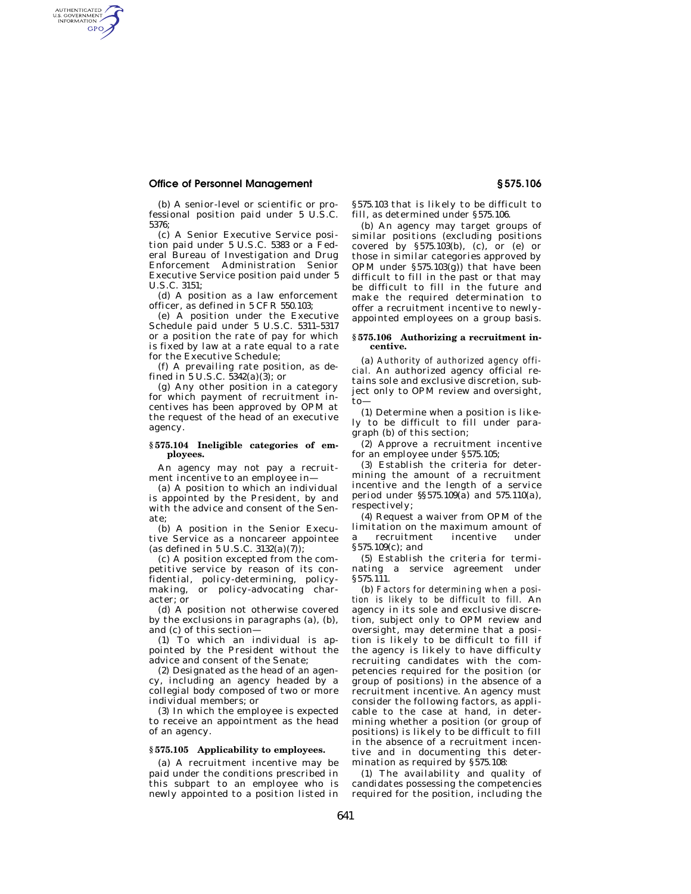(b) A senior-level or scientific or professional position paid under 5 U.S.C. 5376;

(c) A Senior Executive Service position paid under 5 U.S.C. 5383 or a Federal Bureau of Investigation and Drug Enforcement Administration Senior Executive Service position paid under 5 U.S.C. 3151;

(d) A position as a law enforcement officer, as defined in 5 CFR 550.103;

(e) A position under the Executive Schedule paid under 5 U.S.C. 5311–5317 or a position the rate of pay for which is fixed by law at a rate equal to a rate for the Executive Schedule;

(f) A prevailing rate position, as defined in 5 U.S.C. 5342(a)(3); or

(g) Any other position in a category for which payment of recruitment incentives has been approved by OPM at the request of the head of an executive agency.

#### § 575.104 Ineligible categories of employees.

An agency may not pay a recruitment incentive to an employee in—

(a) A position to which an individual is appointed by the President, by and with the advice and consent of the Senate;

(b) A position in the Senior Executive Service as a noncareer appointee (as defined in 5 U.S.C. 3132(a)(7));

(c) A position excepted from the competitive service by reason of its confidential, policy-determining, policy-making, or policy-advocating character; or

(d) A position not otherwise covered by the exclusions in paragraphs (a), (b), and (c) of this section—

(1) To which an individual is appointed by the President without the advice and consent of the Senate;

(2) Designated as the head of an agency, including an agency headed by a collegial body composed of two or more individual members; or

(3) In which the employee is expected to receive an appointment as the head of an agency.

#### § 575.105 Applicability to employees.

(a) A recruitment incentive may be paid under the conditions prescribed in this subpart to an employee who is newly appointed to a position listed in § 575.103 that is likely to be difficult to fill, as determined under § 575.106.

(b) An agency may target groups of similar positions (excluding positions covered by § 575.103(b), (c), or (e) or those in similar categories approved by OPM under § 575.103(g)) that have been difficult to fill in the past or that may be difficult to fill in the future and make the required determination to offer a recruitment incentive to newly-appointed employees on a group basis.

#### § 575.106 Authorizing a recruitment incentive.

(a) *Authority of authorized agency official.* An authorized agency official retains sole and exclusive discretion, subject only to OPM review and oversight, to—

(1) Determine when a position is likely to be difficult to fill under paragraph (b) of this section;

(2) Approve a recruitment incentive for an employee under § 575.105;

(3) Establish the criteria for determining the amount of a recruitment incentive and the length of a service period under §§ 575.109(a) and 575.110(a), respectively;

(4) Request a waiver from OPM of the limitation on the maximum amount of a recruitment incentive under § 575.109(c); and

(5) Establish the criteria for terminating a service agreement under § 575.111.

(b) *Factors for determining when a position is likely to be difficult to fill.* An agency in its sole and exclusive discretion, subject only to OPM review and oversight, may determine that a position is likely to be difficult to fill if the agency is likely to have difficulty recruiting candidates with the competencies required for the position (or group of positions) in the absence of a recruitment incentive. An agency must consider the following factors, as applicable to the case at hand, in determining whether a position (or group of positions) is likely to be difficult to fill in the absence of a recruitment incentive and in documenting this determination as required by § 575.108:

(1) The availability and quality of candidates possessing the competencies required for the position, including the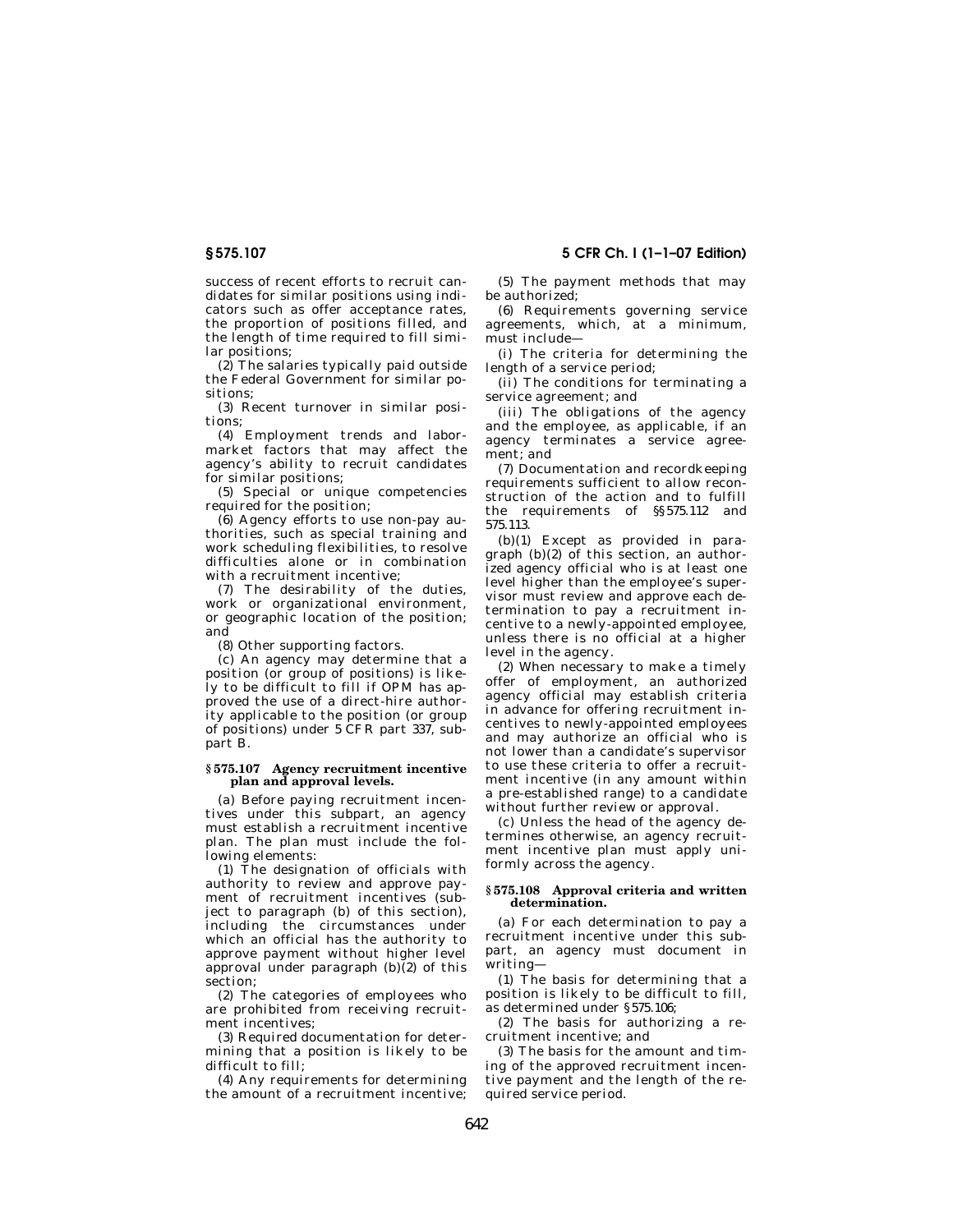success of recent efforts to recruit candidates for similar positions using indicators such as offer acceptance rates, the proportion of positions filled, and the length of time required to fill similar positions;

(2) The salaries typically paid outside the Federal Government for similar positions;

(3) Recent turnover in similar positions;

(4) Employment trends and labor-market factors that may affect the agency's ability to recruit candidates for similar positions;

(5) Special or unique competencies required for the position;

(6) Agency efforts to use non-pay authorities, such as special training and work scheduling flexibilities, to resolve difficulties alone or in combination with a recruitment incentive;

(7) The desirability of the duties, work or organizational environment, or geographic location of the position; and

(8) Other supporting factors.

(c) An agency may determine that a position (or group of positions) is likely to be difficult to fill if OPM has approved the use of a direct-hire authority applicable to the position (or group of positions) under 5 CFR part 337, subpart B.

### § 575.107 Agency recruitment incentive plan and approval levels.

(a) Before paying recruitment incentives under this subpart, an agency must establish a recruitment incentive plan. The plan must include the following elements:

(1) The designation of officials with authority to review and approve payment of recruitment incentives (subject to paragraph (b) of this section), including the circumstances under which an official has the authority to approve payment without higher level approval under paragraph (b)(2) of this section;

(2) The categories of employees who are prohibited from receiving recruitment incentives;

(3) Required documentation for determining that a position is likely to be difficult to fill;

(4) Any requirements for determining the amount of a recruitment incentive;

(5) The payment methods that may be authorized;

(6) Requirements governing service agreements, which, at a minimum, must include—

(i) The criteria for determining the length of a service period;

(ii) The conditions for terminating a service agreement; and

(iii) The obligations of the agency and the employee, as applicable, if an agency terminates a service agreement; and

(7) Documentation and recordkeeping requirements sufficient to allow reconstruction of the action and to fulfill the requirements of §§ 575.112 and 575.113.

(b)(1) Except as provided in paragraph (b)(2) of this section, an authorized agency official who is at least one level higher than the employee's supervisor must review and approve each determination to pay a recruitment incentive to a newly-appointed employee, unless there is no official at a higher level in the agency.

(2) When necessary to make a timely offer of employment, an authorized agency official may establish criteria in advance for offering recruitment incentives to newly-appointed employees and may authorize an official who is not lower than a candidate's supervisor to use these criteria to offer a recruitment incentive (in any amount within a pre-established range) to a candidate without further review or approval.

(c) Unless the head of the agency determines otherwise, an agency recruitment incentive plan must apply uniformly across the agency.

### § 575.108 Approval criteria and written determination.

(a) For each determination to pay a recruitment incentive under this subpart, an agency must document in writing—

(1) The basis for determining that a position is likely to be difficult to fill, as determined under § 575.106;

(2) The basis for authorizing a recruitment incentive; and

(3) The basis for the amount and timing of the approved recruitment incentive payment and the length of the required service period.